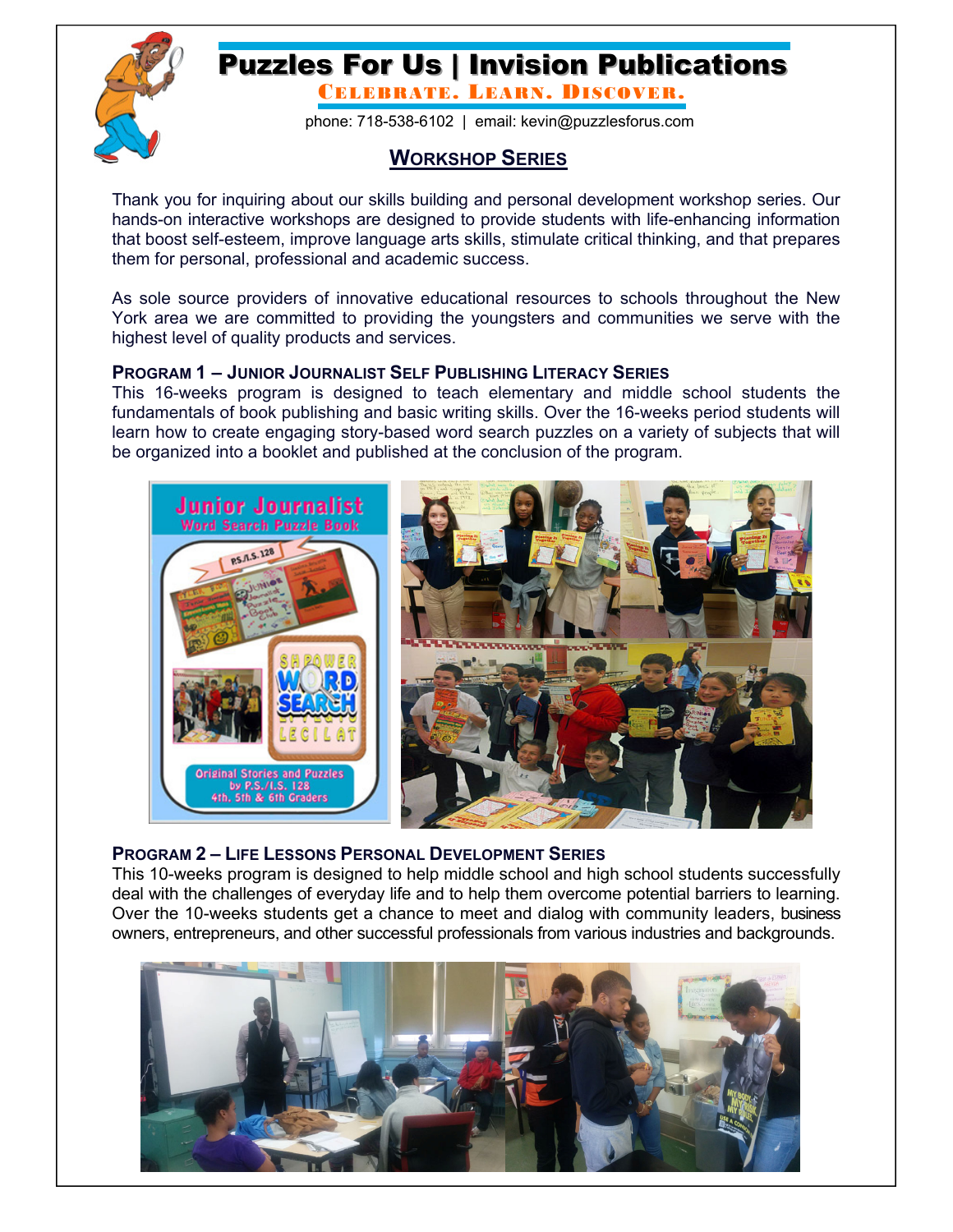# Puzzles For Us | Invision Publications

**CELEBRATE. LEARN. DISCOVER.**

phone: 718-538-6102 | email: kevin@puzzlesforus.com

## WORKSHOP SERIES

Thank you for inquiring about our skills building and personal development workshop series. Our hands-on interactive workshops are designed to provide students with life-enhancing information that boost self-esteem, improve language arts skills, stimulate critical thinking, and that prepares them for personal, professional and academic success.

As sole source providers of innovative educational resources to schools throughout the New York area we are committed to providing the youngsters and communities we serve with the highest level of quality products and services.

### PROGRAM 1 – JUNIOR JOURNALIST SELF PUBLISHING LITERACY SERIES

This 16-weeks program is designed to teach elementary and middle school students the fundamentals of book publishing and basic writing skills. Over the 16-weeks period students will learn how to create engaging story-based word search puzzles on a variety of subjects that will be organized into a booklet and published at the conclusion of the program.

### PROGRAM 2 – LIFE LESSONS PERSONAL DEVELOPMENT SERIES

This 10-weeks program is designed to help middle school and high school students successfully deal with the challenges of everyday life and to help them overcome potential barriers to learning. Over the 10-weeks students get a chance to meet and dialog with community leaders, business owners, entrepreneurs, and other successful professionals from various industries and backgrounds.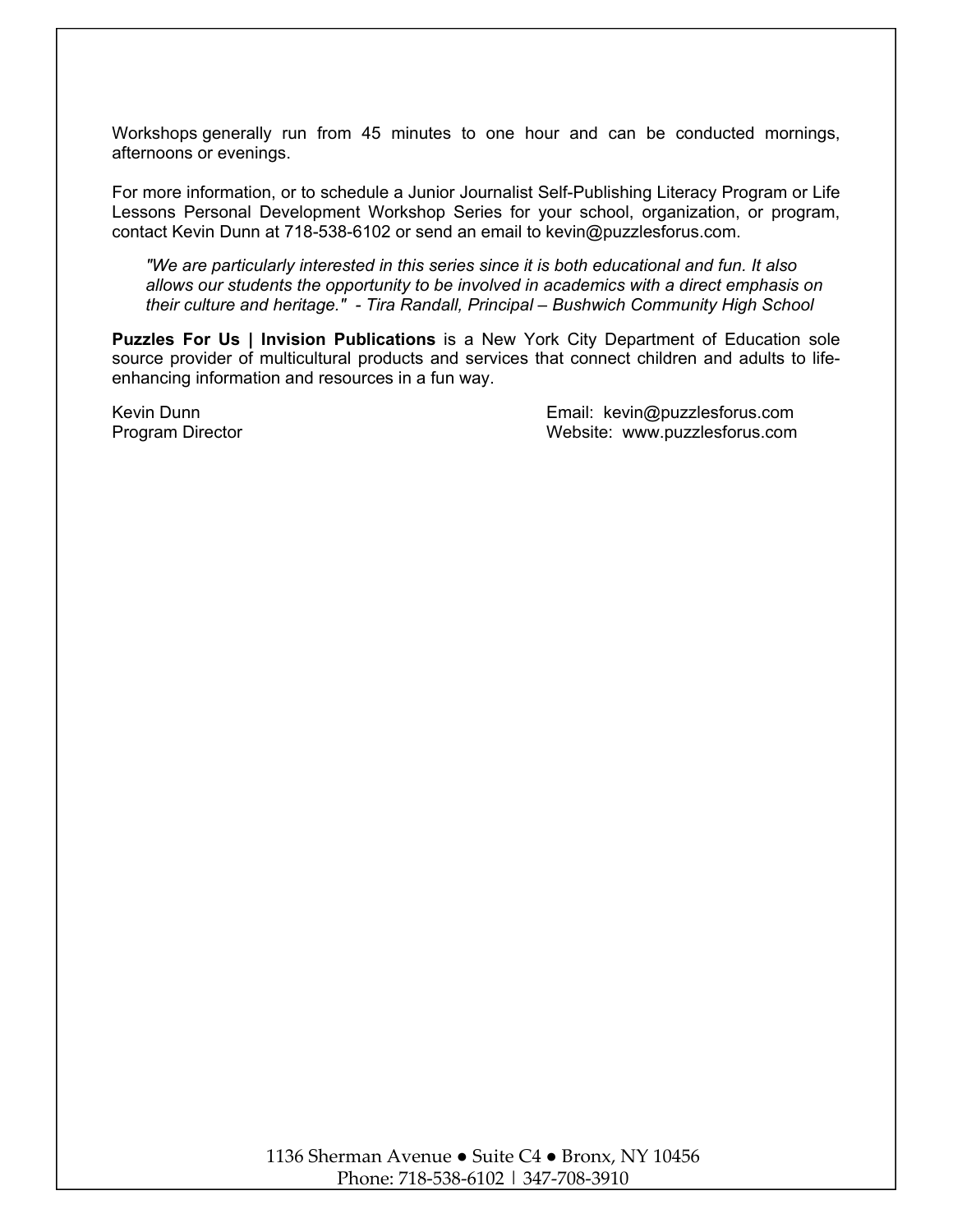Workshops generally run from 45 minutes to one hour and can be conducted mornings, afternoons or evenings.

For more information, or to schedule a Junior Journalist Self-Publishing Literacy Program or Life Lessons Personal Development Workshop Series for your school, organization, or program, contact Kevin Dunn at 718-538-6102 or send an email to kevin@puzzlesforus.com.

> *"We are particularly interested in this series since it is both educational and fun. It also allows our students the opportunity to be involved in academics with a direct emphasis on their culture and heritage." - Tira Randall, Principal – Bushwich Community High School*

**Puzzles For Us | Invision Publications** is a New York City Department of Education sole source provider of multicultural products and services that connect children and adults to life-enhancing information and resources in a fun way.

Kevin Dunn
Program Director

Email: kevin@puzzlesforus.com
Website: www.puzzlesforus.com

1136 Sherman Avenue ● Suite C4 ● Bronx, NY 10456
Phone: 718-538-6102 | 347-708-3910